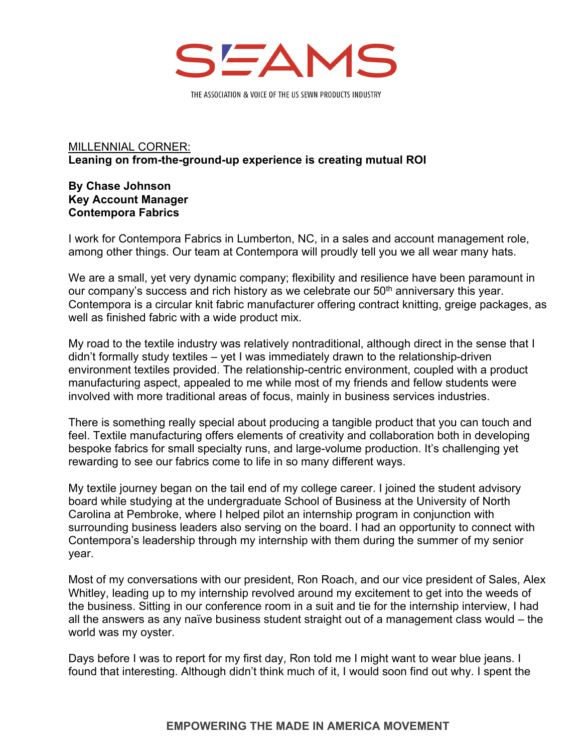# SEAMS

THE ASSOCIATION & VOICE OF THE US SEWN PRODUCTS INDUSTRY

MILLENNIAL CORNER:

**Leaning on from-the-ground-up experience is creating mutual ROI**

**By Chase Johnson**
**Key Account Manager**
**Contempora Fabrics**

I work for Contempora Fabrics in Lumberton, NC, in a sales and account management role, among other things. Our team at Contempora will proudly tell you we all wear many hats.

We are a small, yet very dynamic company; flexibility and resilience have been paramount in our company's success and rich history as we celebrate our 50th anniversary this year. Contempora is a circular knit fabric manufacturer offering contract knitting, greige packages, as well as finished fabric with a wide product mix.

My road to the textile industry was relatively nontraditional, although direct in the sense that I didn't formally study textiles – yet I was immediately drawn to the relationship-driven environment textiles provided. The relationship-centric environment, coupled with a product manufacturing aspect, appealed to me while most of my friends and fellow students were involved with more traditional areas of focus, mainly in business services industries.

There is something really special about producing a tangible product that you can touch and feel. Textile manufacturing offers elements of creativity and collaboration both in developing bespoke fabrics for small specialty runs, and large-volume production. It's challenging yet rewarding to see our fabrics come to life in so many different ways.

My textile journey began on the tail end of my college career. I joined the student advisory board while studying at the undergraduate School of Business at the University of North Carolina at Pembroke, where I helped pilot an internship program in conjunction with surrounding business leaders also serving on the board. I had an opportunity to connect with Contempora's leadership through my internship with them during the summer of my senior year.

Most of my conversations with our president, Ron Roach, and our vice president of Sales, Alex Whitley, leading up to my internship revolved around my excitement to get into the weeds of the business. Sitting in our conference room in a suit and tie for the internship interview, I had all the answers as any naïve business student straight out of a management class would – the world was my oyster.

Days before I was to report for my first day, Ron told me I might want to wear blue jeans. I found that interesting. Although didn't think much of it, I would soon find out why. I spent the

**EMPOWERING THE MADE IN AMERICA MOVEMENT**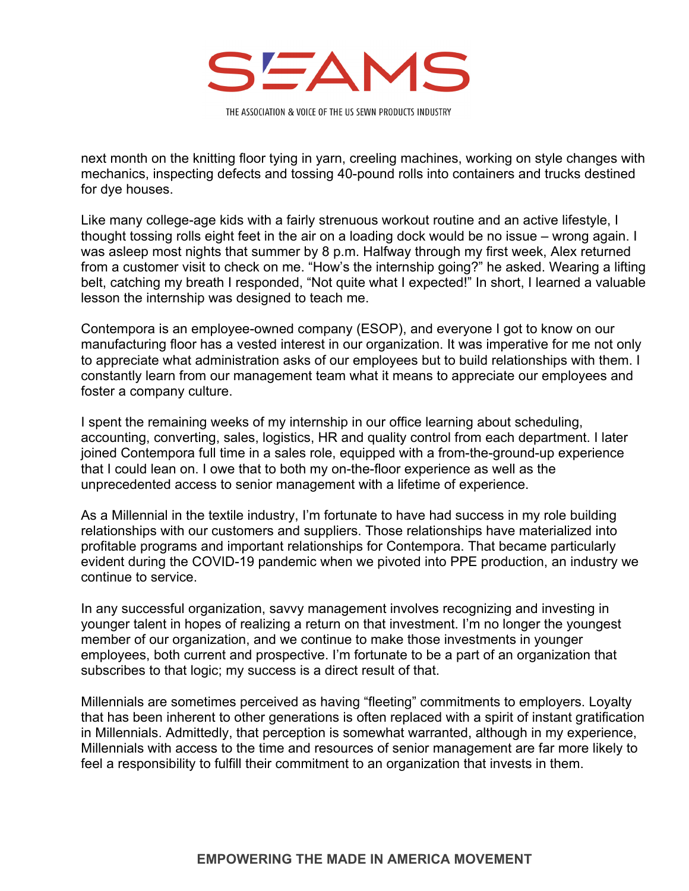next month on the knitting floor tying in yarn, creeling machines, working on style changes with mechanics, inspecting defects and tossing 40-pound rolls into containers and trucks destined for dye houses.

Like many college-age kids with a fairly strenuous workout routine and an active lifestyle, I thought tossing rolls eight feet in the air on a loading dock would be no issue – wrong again. I was asleep most nights that summer by 8 p.m. Halfway through my first week, Alex returned from a customer visit to check on me. "How's the internship going?" he asked. Wearing a lifting belt, catching my breath I responded, "Not quite what I expected!" In short, I learned a valuable lesson the internship was designed to teach me.

Contempora is an employee-owned company (ESOP), and everyone I got to know on our manufacturing floor has a vested interest in our organization. It was imperative for me not only to appreciate what administration asks of our employees but to build relationships with them. I constantly learn from our management team what it means to appreciate our employees and foster a company culture.

I spent the remaining weeks of my internship in our office learning about scheduling, accounting, converting, sales, logistics, HR and quality control from each department. I later joined Contempora full time in a sales role, equipped with a from-the-ground-up experience that I could lean on. I owe that to both my on-the-floor experience as well as the unprecedented access to senior management with a lifetime of experience.

As a Millennial in the textile industry, I'm fortunate to have had success in my role building relationships with our customers and suppliers. Those relationships have materialized into profitable programs and important relationships for Contempora. That became particularly evident during the COVID-19 pandemic when we pivoted into PPE production, an industry we continue to service.

In any successful organization, savvy management involves recognizing and investing in younger talent in hopes of realizing a return on that investment. I'm no longer the youngest member of our organization, and we continue to make those investments in younger employees, both current and prospective. I'm fortunate to be a part of an organization that subscribes to that logic; my success is a direct result of that.

Millennials are sometimes perceived as having "fleeting" commitments to employers. Loyalty that has been inherent to other generations is often replaced with a spirit of instant gratification in Millennials. Admittedly, that perception is somewhat warranted, although in my experience, Millennials with access to the time and resources of senior management are far more likely to feel a responsibility to fulfill their commitment to an organization that invests in them.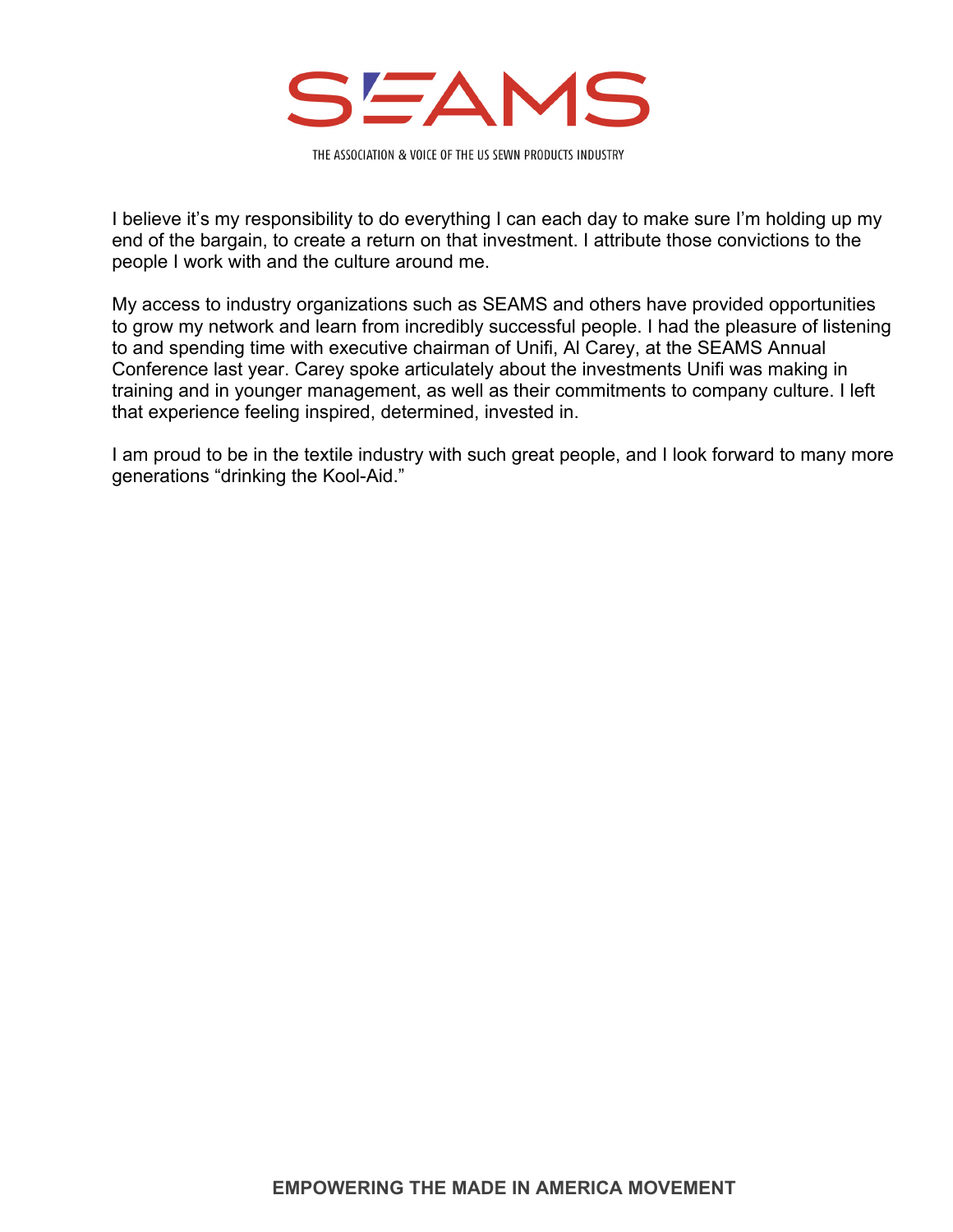I believe it’s my responsibility to do everything I can each day to make sure I’m holding up my end of the bargain, to create a return on that investment. I attribute those convictions to the people I work with and the culture around me.

My access to industry organizations such as SEAMS and others have provided opportunities to grow my network and learn from incredibly successful people. I had the pleasure of listening to and spending time with executive chairman of Unifi, Al Carey, at the SEAMS Annual Conference last year. Carey spoke articulately about the investments Unifi was making in training and in younger management, as well as their commitments to company culture. I left that experience feeling inspired, determined, invested in.

I am proud to be in the textile industry with such great people, and I look forward to many more generations “drinking the Kool-Aid.”